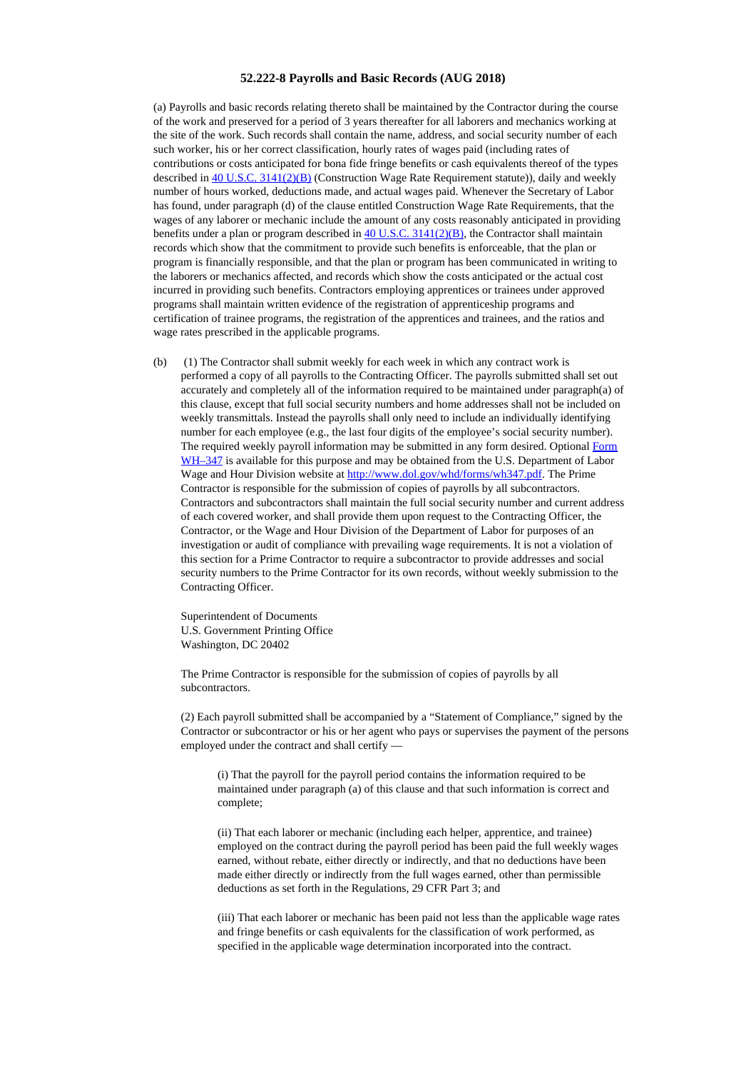# 52.222-8 Payrolls and Basic Records (AUG 2018)

(a) Payrolls and basic records relating thereto shall be maintained by the Contractor during the course of the work and preserved for a period of 3 years thereafter for all laborers and mechanics working at the site of the work. Such records shall contain the name, address, and social security number of each such worker, his or her correct classification, hourly rates of wages paid (including rates of contributions or costs anticipated for bona fide fringe benefits or cash equivalents thereof of the types described in 40 U.S.C. 3141(2)(B) (Construction Wage Rate Requirement statute)), daily and weekly number of hours worked, deductions made, and actual wages paid. Whenever the Secretary of Labor has found, under paragraph (d) of the clause entitled Construction Wage Rate Requirements, that the wages of any laborer or mechanic include the amount of any costs reasonably anticipated in providing benefits under a plan or program described in 40 U.S.C. 3141(2)(B), the Contractor shall maintain records which show that the commitment to provide such benefits is enforceable, that the plan or program is financially responsible, and that the plan or program has been communicated in writing to the laborers or mechanics affected, and records which show the costs anticipated or the actual cost incurred in providing such benefits. Contractors employing apprentices or trainees under approved programs shall maintain written evidence of the registration of apprenticeship programs and certification of trainee programs, the registration of the apprentices and trainees, and the ratios and wage rates prescribed in the applicable programs.

(b) (1) The Contractor shall submit weekly for each week in which any contract work is performed a copy of all payrolls to the Contracting Officer. The payrolls submitted shall set out accurately and completely all of the information required to be maintained under paragraph(a) of this clause, except that full social security numbers and home addresses shall not be included on weekly transmittals. Instead the payrolls shall only need to include an individually identifying number for each employee (e.g., the last four digits of the employee's social security number). The required weekly payroll information may be submitted in any form desired. Optional Form WH–347 is available for this purpose and may be obtained from the U.S. Department of Labor Wage and Hour Division website at http://www.dol.gov/whd/forms/wh347.pdf. The Prime Contractor is responsible for the submission of copies of payrolls by all subcontractors. Contractors and subcontractors shall maintain the full social security number and current address of each covered worker, and shall provide them upon request to the Contracting Officer, the Contractor, or the Wage and Hour Division of the Department of Labor for purposes of an investigation or audit of compliance with prevailing wage requirements. It is not a violation of this section for a Prime Contractor to require a subcontractor to provide addresses and social security numbers to the Prime Contractor for its own records, without weekly submission to the Contracting Officer.

Superintendent of Documents  
U.S. Government Printing Office  
Washington, DC 20402

The Prime Contractor is responsible for the submission of copies of payrolls by all subcontractors.

(2) Each payroll submitted shall be accompanied by a "Statement of Compliance," signed by the Contractor or subcontractor or his or her agent who pays or supervises the payment of the persons employed under the contract and shall certify —

(i) That the payroll for the payroll period contains the information required to be maintained under paragraph (a) of this clause and that such information is correct and complete;

(ii) That each laborer or mechanic (including each helper, apprentice, and trainee) employed on the contract during the payroll period has been paid the full weekly wages earned, without rebate, either directly or indirectly, and that no deductions have been made either directly or indirectly from the full wages earned, other than permissible deductions as set forth in the Regulations, 29 CFR Part 3; and

(iii) That each laborer or mechanic has been paid not less than the applicable wage rates and fringe benefits or cash equivalents for the classification of work performed, as specified in the applicable wage determination incorporated into the contract.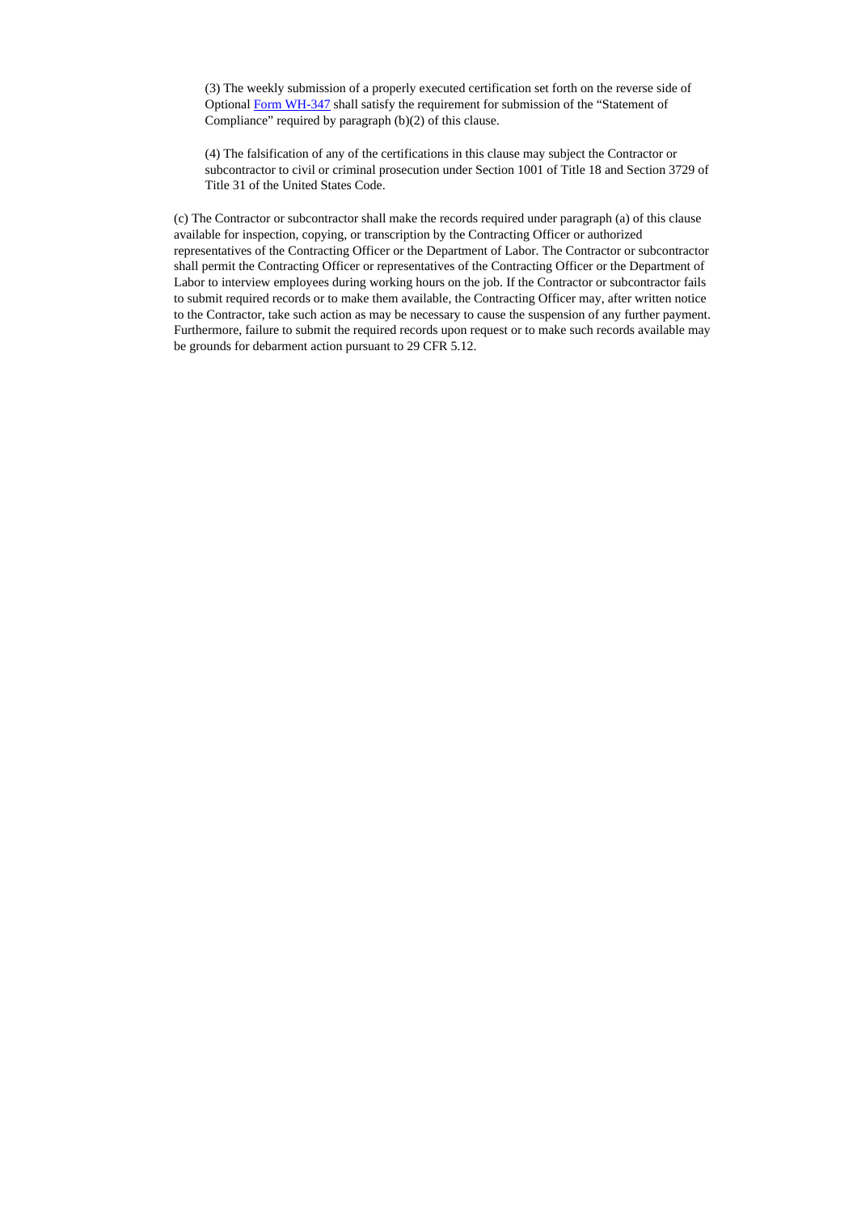(3) The weekly submission of a properly executed certification set forth on the reverse side of Optional Form WH-347 shall satisfy the requirement for submission of the "Statement of Compliance" required by paragraph (b)(2) of this clause.

(4) The falsification of any of the certifications in this clause may subject the Contractor or subcontractor to civil or criminal prosecution under Section 1001 of Title 18 and Section 3729 of Title 31 of the United States Code.

(c) The Contractor or subcontractor shall make the records required under paragraph (a) of this clause available for inspection, copying, or transcription by the Contracting Officer or authorized representatives of the Contracting Officer or the Department of Labor. The Contractor or subcontractor shall permit the Contracting Officer or representatives of the Contracting Officer or the Department of Labor to interview employees during working hours on the job. If the Contractor or subcontractor fails to submit required records or to make them available, the Contracting Officer may, after written notice to the Contractor, take such action as may be necessary to cause the suspension of any further payment. Furthermore, failure to submit the required records upon request or to make such records available may be grounds for debarment action pursuant to 29 CFR 5.12.